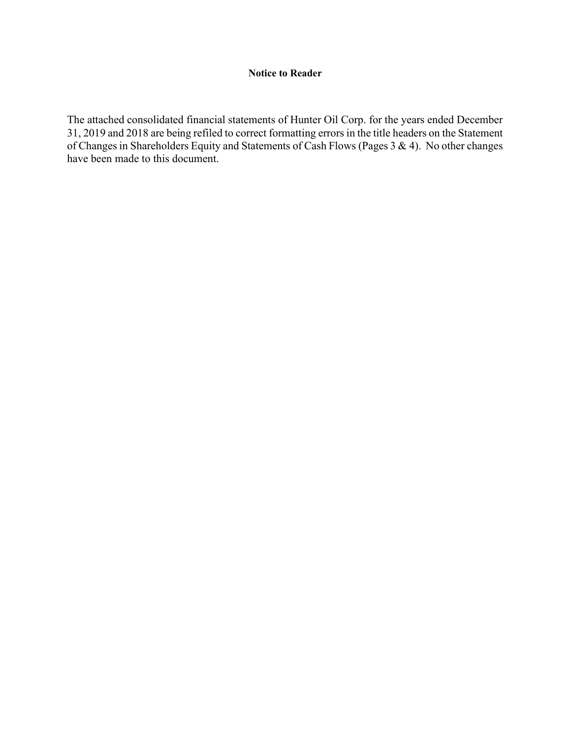**Notice to Reader**

The attached consolidated financial statements of Hunter Oil Corp. for the years ended December 31, 2019 and 2018 are being refiled to correct formatting errors in the title headers on the Statement of Changes in Shareholders Equity and Statements of Cash Flows (Pages 3 & 4). No other changes have been made to this document.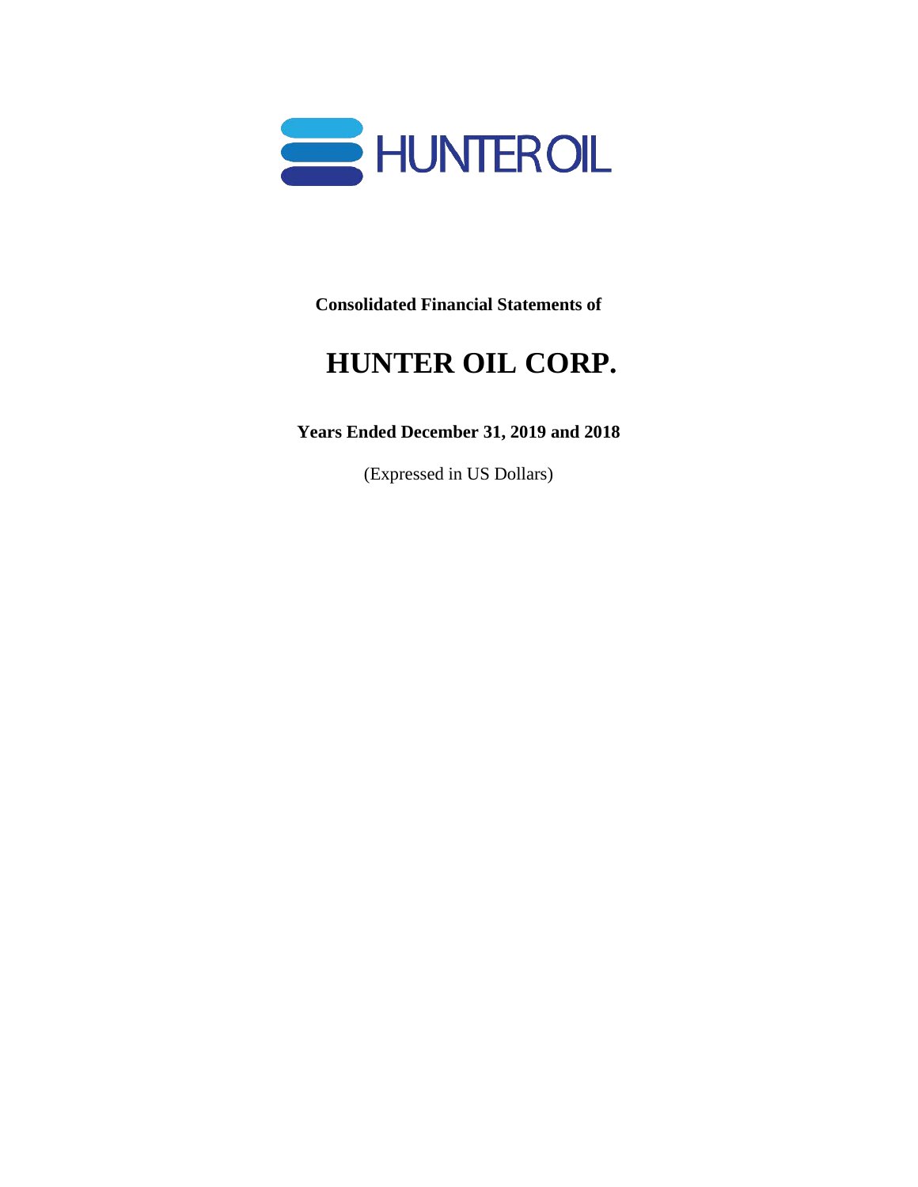HUNTEROIL

**Consolidated Financial Statements of**

# HUNTER OIL CORP.

**Years Ended December 31, 2019 and 2018**

(Expressed in US Dollars)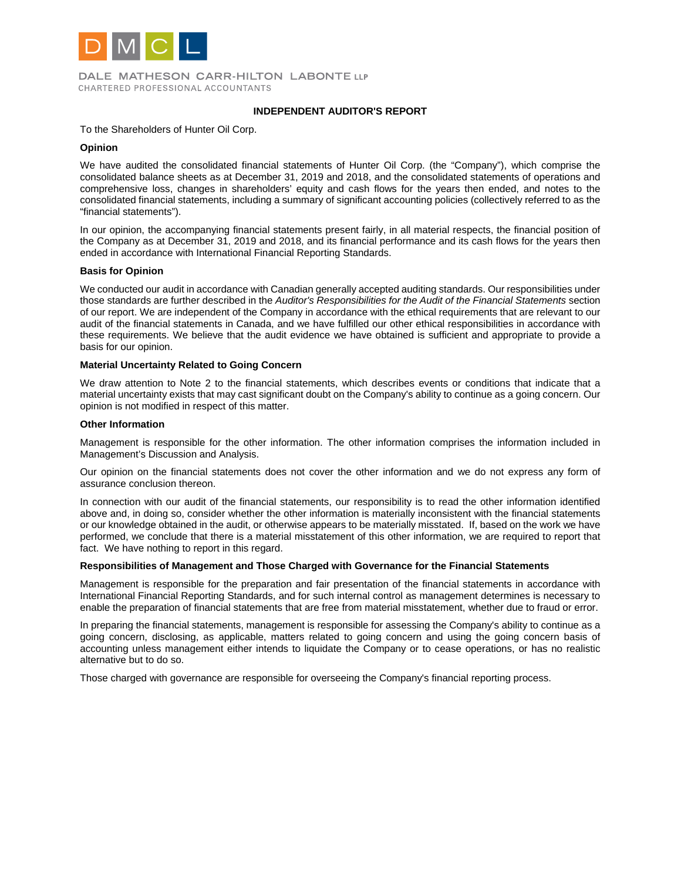DMCL

DALE MATHESON CARR-HILTON LABONTE LLP
CHARTERED PROFESSIONAL ACCOUNTANTS

# INDEPENDENT AUDITOR'S REPORT

To the Shareholders of Hunter Oil Corp.

**Opinion**

We have audited the consolidated financial statements of Hunter Oil Corp. (the "Company"), which comprise the consolidated balance sheets as at December 31, 2019 and 2018, and the consolidated statements of operations and comprehensive loss, changes in shareholders' equity and cash flows for the years then ended, and notes to the consolidated financial statements, including a summary of significant accounting policies (collectively referred to as the "financial statements").

In our opinion, the accompanying financial statements present fairly, in all material respects, the financial position of the Company as at December 31, 2019 and 2018, and its financial performance and its cash flows for the years then ended in accordance with International Financial Reporting Standards.

**Basis for Opinion**

We conducted our audit in accordance with Canadian generally accepted auditing standards. Our responsibilities under those standards are further described in the *Auditor's Responsibilities for the Audit of the Financial Statements* section of our report. We are independent of the Company in accordance with the ethical requirements that are relevant to our audit of the financial statements in Canada, and we have fulfilled our other ethical responsibilities in accordance with these requirements. We believe that the audit evidence we have obtained is sufficient and appropriate to provide a basis for our opinion.

**Material Uncertainty Related to Going Concern**

We draw attention to Note 2 to the financial statements, which describes events or conditions that indicate that a material uncertainty exists that may cast significant doubt on the Company's ability to continue as a going concern. Our opinion is not modified in respect of this matter.

**Other Information**

Management is responsible for the other information. The other information comprises the information included in Management's Discussion and Analysis.

Our opinion on the financial statements does not cover the other information and we do not express any form of assurance conclusion thereon.

In connection with our audit of the financial statements, our responsibility is to read the other information identified above and, in doing so, consider whether the other information is materially inconsistent with the financial statements or our knowledge obtained in the audit, or otherwise appears to be materially misstated. If, based on the work we have performed, we conclude that there is a material misstatement of this other information, we are required to report that fact. We have nothing to report in this regard.

**Responsibilities of Management and Those Charged with Governance for the Financial Statements**

Management is responsible for the preparation and fair presentation of the financial statements in accordance with International Financial Reporting Standards, and for such internal control as management determines is necessary to enable the preparation of financial statements that are free from material misstatement, whether due to fraud or error.

In preparing the financial statements, management is responsible for assessing the Company's ability to continue as a going concern, disclosing, as applicable, matters related to going concern and using the going concern basis of accounting unless management either intends to liquidate the Company or to cease operations, or has no realistic alternative but to do so.

Those charged with governance are responsible for overseeing the Company's financial reporting process.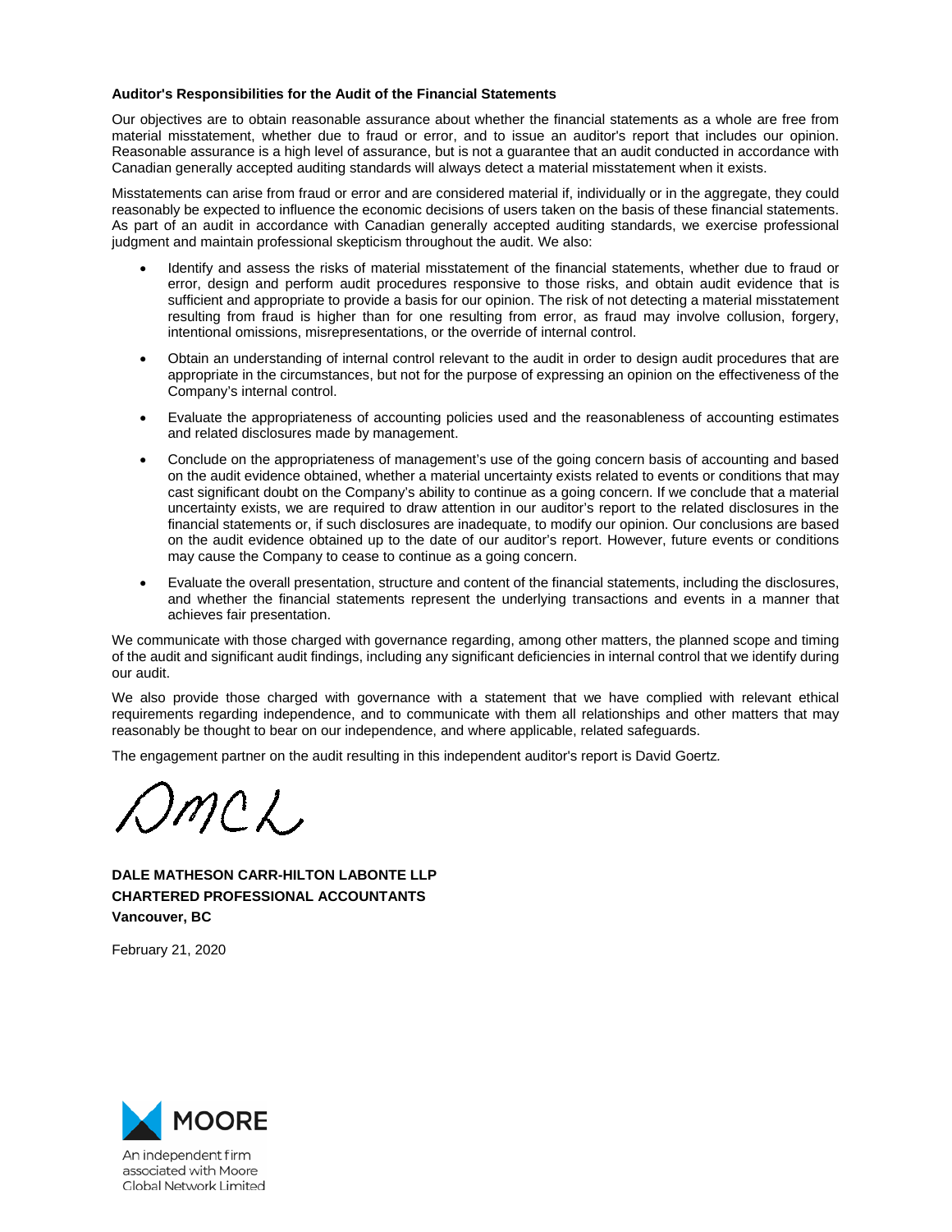**Auditor's Responsibilities for the Audit of the Financial Statements**

Our objectives are to obtain reasonable assurance about whether the financial statements as a whole are free from material misstatement, whether due to fraud or error, and to issue an auditor's report that includes our opinion. Reasonable assurance is a high level of assurance, but is not a guarantee that an audit conducted in accordance with Canadian generally accepted auditing standards will always detect a material misstatement when it exists.

Misstatements can arise from fraud or error and are considered material if, individually or in the aggregate, they could reasonably be expected to influence the economic decisions of users taken on the basis of these financial statements. As part of an audit in accordance with Canadian generally accepted auditing standards, we exercise professional judgment and maintain professional skepticism throughout the audit. We also:

- Identify and assess the risks of material misstatement of the financial statements, whether due to fraud or error, design and perform audit procedures responsive to those risks, and obtain audit evidence that is sufficient and appropriate to provide a basis for our opinion. The risk of not detecting a material misstatement resulting from fraud is higher than for one resulting from error, as fraud may involve collusion, forgery, intentional omissions, misrepresentations, or the override of internal control.

- Obtain an understanding of internal control relevant to the audit in order to design audit procedures that are appropriate in the circumstances, but not for the purpose of expressing an opinion on the effectiveness of the Company's internal control.

- Evaluate the appropriateness of accounting policies used and the reasonableness of accounting estimates and related disclosures made by management.

- Conclude on the appropriateness of management's use of the going concern basis of accounting and based on the audit evidence obtained, whether a material uncertainty exists related to events or conditions that may cast significant doubt on the Company's ability to continue as a going concern. If we conclude that a material uncertainty exists, we are required to draw attention in our auditor's report to the related disclosures in the financial statements or, if such disclosures are inadequate, to modify our opinion. Our conclusions are based on the audit evidence obtained up to the date of our auditor's report. However, future events or conditions may cause the Company to cease to continue as a going concern.

- Evaluate the overall presentation, structure and content of the financial statements, including the disclosures, and whether the financial statements represent the underlying transactions and events in a manner that achieves fair presentation.

We communicate with those charged with governance regarding, among other matters, the planned scope and timing of the audit and significant audit findings, including any significant deficiencies in internal control that we identify during our audit.

We also provide those charged with governance with a statement that we have complied with relevant ethical requirements regarding independence, and to communicate with them all relationships and other matters that may reasonably be thought to bear on our independence, and where applicable, related safeguards.

The engagement partner on the audit resulting in this independent auditor's report is David Goertz.

DMCL

**DALE MATHESON CARR-HILTON LABONTE LLP**
**CHARTERED PROFESSIONAL ACCOUNTANTS**
**Vancouver, BC**

February 21, 2020

MOORE

An independent firm associated with Moore Global Network Limited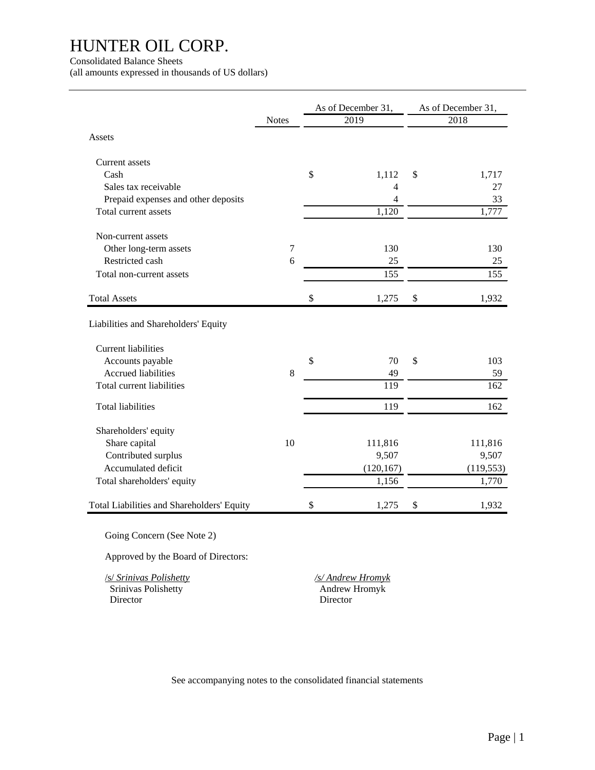# HUNTER OIL CORP.

Consolidated Balance Sheets
(all amounts expressed in thousands of US dollars)

| | Notes | As of December 31, 2019 | As of December 31, 2018 |
|---|---|---|---|
| **Assets** | | | |
| Current assets | | | |
| Cash | | $ 1,112 | $ 1,717 |
| Sales tax receivable | | 4 | 27 |
| Prepaid expenses and other deposits | | 4 | 33 |
| Total current assets | | 1,120 | 1,777 |
| Non-current assets | | | |
| Other long-term assets | 7 | 130 | 130 |
| Restricted cash | 6 | 25 | 25 |
| Total non-current assets | | 155 | 155 |
| Total Assets | | $ 1,275 | $ 1,932 |
| **Liabilities and Shareholders' Equity** | | | |
| Current liabilities | | | |
| Accounts payable | | $ 70 | $ 103 |
| Accrued liabilities | 8 | 49 | 59 |
| Total current liabilities | | 119 | 162 |
| Total liabilities | | 119 | 162 |
| Shareholders' equity | | | |
| Share capital | 10 | 111,816 | 111,816 |
| Contributed surplus | | 9,507 | 9,507 |
| Accumulated deficit | | (120,167) | (119,553) |
| Total shareholders' equity | | 1,156 | 1,770 |
| Total Liabilities and Shareholders' Equity | | $ 1,275 | $ 1,932 |

Going Concern (See Note 2)

Approved by the Board of Directors:

/s/ *Srinivas Polishetty*
Srinivas Polishetty
Director

*/s/ Andrew Hromyk*
Andrew Hromyk
Director

See accompanying notes to the consolidated financial statements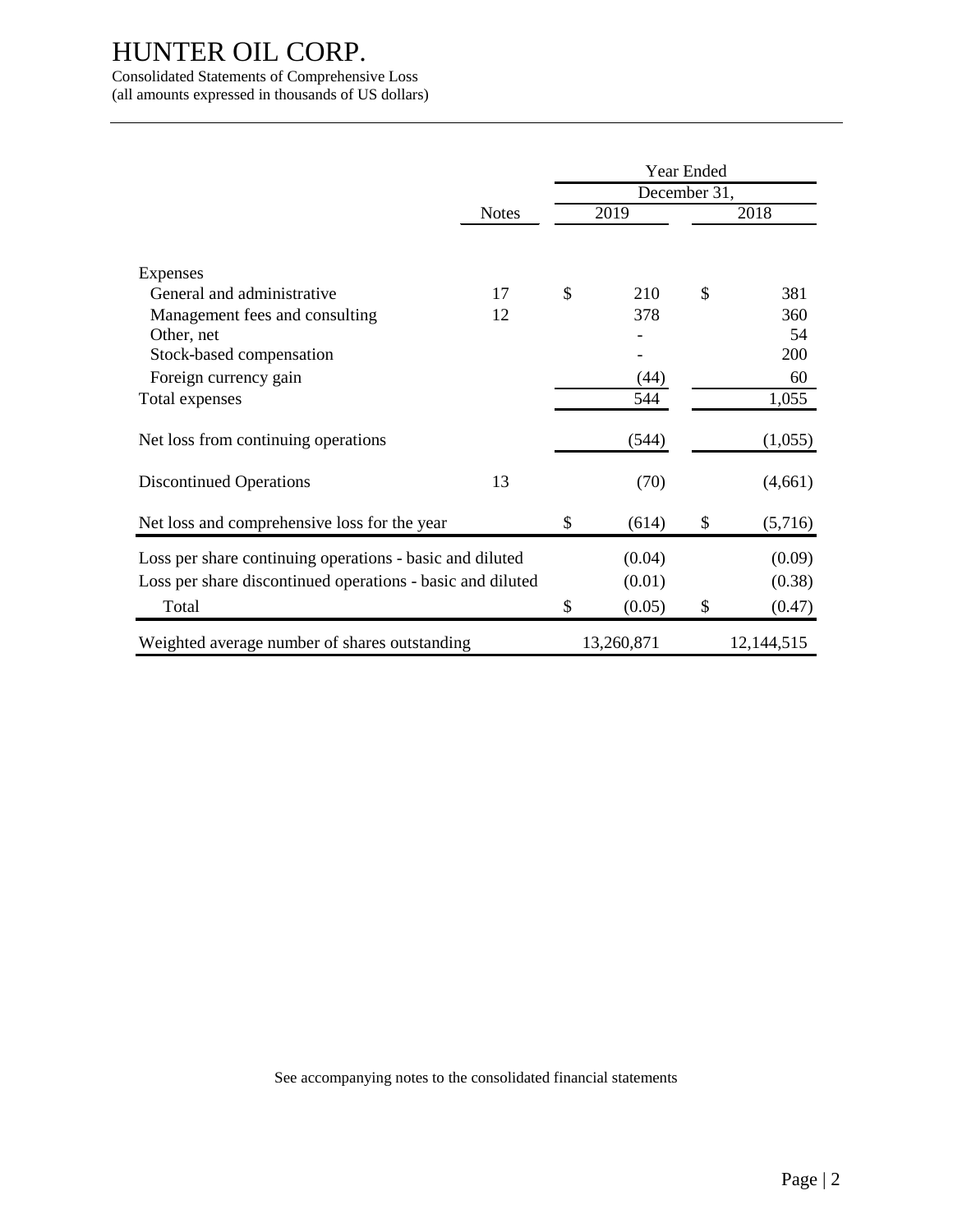# HUNTER OIL CORP.

Consolidated Statements of Comprehensive Loss
(all amounts expressed in thousands of US dollars)

| | Notes | Year Ended December 31, 2019 | Year Ended December 31, 2018 |
|---|---|---|---|
| Expenses | | | |
| General and administrative | 17 | $ 210 | $ 381 |
| Management fees and consulting | 12 | 378 | 360 |
| Other, net | | - | 54 |
| Stock-based compensation | | - | 200 |
| Foreign currency gain | | (44) | 60 |
| Total expenses | | 544 | 1,055 |
| Net loss from continuing operations | | (544) | (1,055) |
| Discontinued Operations | 13 | (70) | (4,661) |
| Net loss and comprehensive loss for the year | | $ (614) | $ (5,716) |
| Loss per share continuing operations - basic and diluted | | (0.04) | (0.09) |
| Loss per share discontinued operations - basic and diluted | | (0.01) | (0.38) |
| Total | | $ (0.05) | $ (0.47) |
| Weighted average number of shares outstanding | | 13,260,871 | 12,144,515 |

See accompanying notes to the consolidated financial statements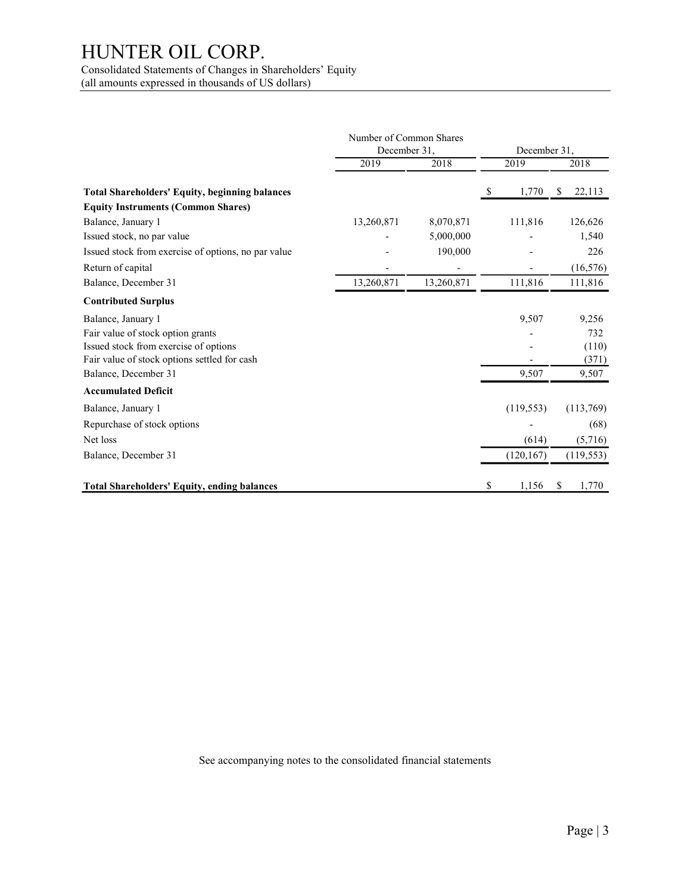# HUNTER OIL CORP.

Consolidated Statements of Changes in Shareholders' Equity
(all amounts expressed in thousands of US dollars)

| | Number of Common Shares December 31, | | December 31, | |
|---|---|---|---|---|
| | 2019 | 2018 | 2019 | 2018 |
| **Total Shareholders' Equity, beginning balances** | | | $ 1,770 | $ 22,113 |
| **Equity Instruments (Common Shares)** | | | | |
| Balance, January 1 | 13,260,871 | 8,070,871 | 111,816 | 126,626 |
| Issued stock, no par value | - | 5,000,000 | - | 1,540 |
| Issued stock from exercise of options, no par value | - | 190,000 | - | 226 |
| Return of capital | - | - | - | (16,576) |
| Balance, December 31 | 13,260,871 | 13,260,871 | 111,816 | 111,816 |
| **Contributed Surplus** | | | | |
| Balance, January 1 | | | 9,507 | 9,256 |
| Fair value of stock option grants | | | - | 732 |
| Issued stock from exercise of options | | | - | (110) |
| Fair value of stock options settled for cash | | | - | (371) |
| Balance, December 31 | | | 9,507 | 9,507 |
| **Accumulated Deficit** | | | | |
| Balance, January 1 | | | (119,553) | (113,769) |
| Repurchase of stock options | | | - | (68) |
| Net loss | | | (614) | (5,716) |
| Balance, December 31 | | | (120,167) | (119,553) |
| **Total Shareholders' Equity, ending balances** | | | $ 1,156 | $ 1,770 |

See accompanying notes to the consolidated financial statements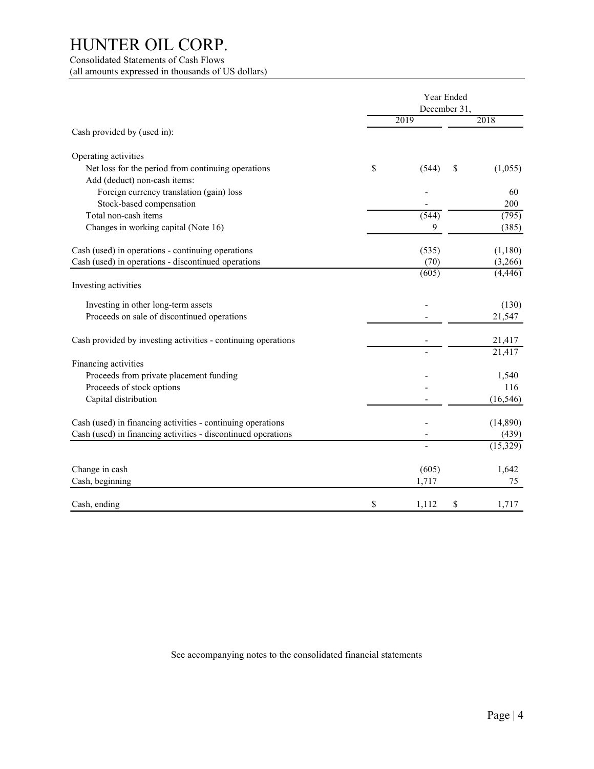# HUNTER OIL CORP.

Consolidated Statements of Cash Flows
(all amounts expressed in thousands of US dollars)

| | Year Ended December 31, 2019 | Year Ended December 31, 2018 |
|---|---|---|
| Cash provided by (used in): | | |
| **Operating activities** | | |
| Net loss for the period from continuing operations | $ (544) | $ (1,055) |
| Add (deduct) non-cash items: | | |
| Foreign currency translation (gain) loss | - | 60 |
| Stock-based compensation | - | 200 |
| Total non-cash items | (544) | (795) |
| Changes in working capital (Note 16) | 9 | (385) |
| Cash (used) in operations - continuing operations | (535) | (1,180) |
| Cash (used) in operations - discontinued operations | (70) | (3,266) |
| | (605) | (4,446) |
| **Investing activities** | | |
| Investing in other long-term assets | - | (130) |
| Proceeds on sale of discontinued operations | - | 21,547 |
| Cash provided by investing activities - continuing operations | - | 21,417 |
| | - | 21,417 |
| **Financing activities** | | |
| Proceeds from private placement funding | - | 1,540 |
| Proceeds of stock options | - | 116 |
| Capital distribution | - | (16,546) |
| Cash (used) in financing activities - continuing operations | - | (14,890) |
| Cash (used) in financing activities - discontinued operations | - | (439) |
| | - | (15,329) |
| Change in cash | (605) | 1,642 |
| Cash, beginning | 1,717 | 75 |
| Cash, ending | $ 1,112 | $ 1,717 |

See accompanying notes to the consolidated financial statements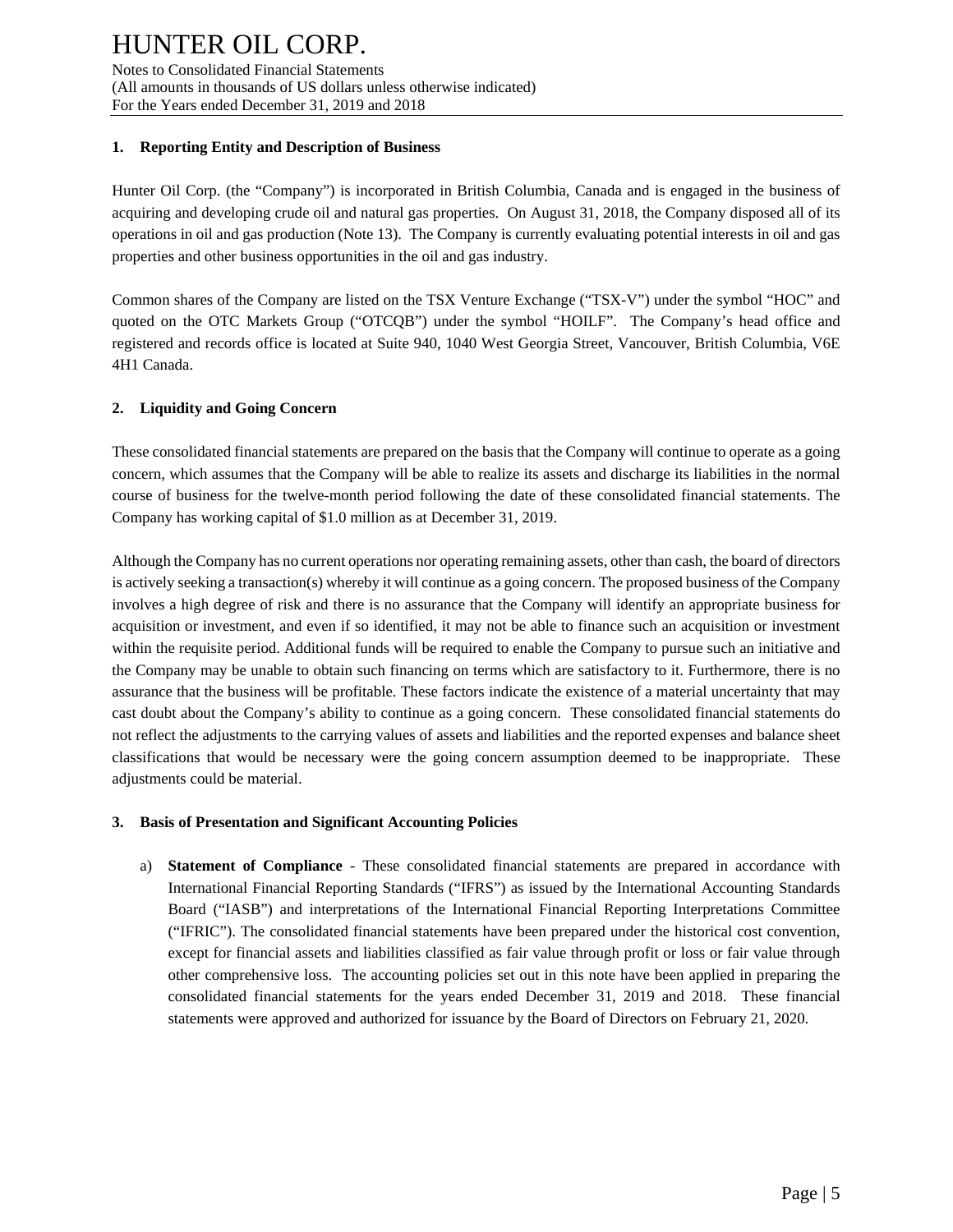## 1. Reporting Entity and Description of Business

Hunter Oil Corp. (the "Company") is incorporated in British Columbia, Canada and is engaged in the business of acquiring and developing crude oil and natural gas properties. On August 31, 2018, the Company disposed all of its operations in oil and gas production (Note 13). The Company is currently evaluating potential interests in oil and gas properties and other business opportunities in the oil and gas industry.

Common shares of the Company are listed on the TSX Venture Exchange ("TSX-V") under the symbol "HOC" and quoted on the OTC Markets Group ("OTCQB") under the symbol "HOILF". The Company's head office and registered and records office is located at Suite 940, 1040 West Georgia Street, Vancouver, British Columbia, V6E 4H1 Canada.

## 2. Liquidity and Going Concern

These consolidated financial statements are prepared on the basis that the Company will continue to operate as a going concern, which assumes that the Company will be able to realize its assets and discharge its liabilities in the normal course of business for the twelve-month period following the date of these consolidated financial statements. The Company has working capital of $1.0 million as at December 31, 2019.

Although the Company has no current operations nor operating remaining assets, other than cash, the board of directors is actively seeking a transaction(s) whereby it will continue as a going concern. The proposed business of the Company involves a high degree of risk and there is no assurance that the Company will identify an appropriate business for acquisition or investment, and even if so identified, it may not be able to finance such an acquisition or investment within the requisite period. Additional funds will be required to enable the Company to pursue such an initiative and the Company may be unable to obtain such financing on terms which are satisfactory to it. Furthermore, there is no assurance that the business will be profitable. These factors indicate the existence of a material uncertainty that may cast doubt about the Company's ability to continue as a going concern. These consolidated financial statements do not reflect the adjustments to the carrying values of assets and liabilities and the reported expenses and balance sheet classifications that would be necessary were the going concern assumption deemed to be inappropriate. These adjustments could be material.

## 3. Basis of Presentation and Significant Accounting Policies

a) **Statement of Compliance** - These consolidated financial statements are prepared in accordance with International Financial Reporting Standards ("IFRS") as issued by the International Accounting Standards Board ("IASB") and interpretations of the International Financial Reporting Interpretations Committee ("IFRIC"). The consolidated financial statements have been prepared under the historical cost convention, except for financial assets and liabilities classified as fair value through profit or loss or fair value through other comprehensive loss. The accounting policies set out in this note have been applied in preparing the consolidated financial statements for the years ended December 31, 2019 and 2018. These financial statements were approved and authorized for issuance by the Board of Directors on February 21, 2020.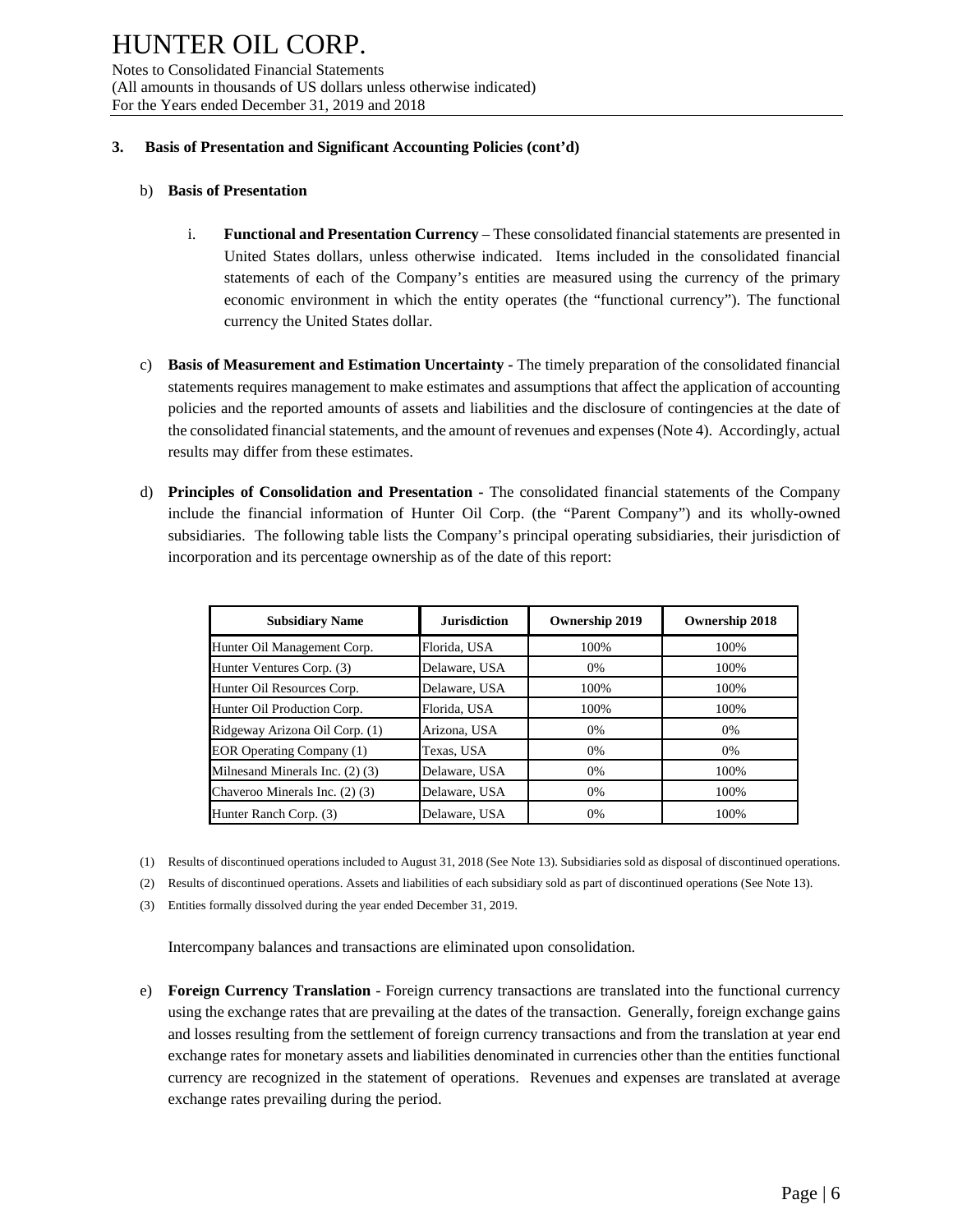### 3. Basis of Presentation and Significant Accounting Policies (cont'd)

b) **Basis of Presentation**

   i. **Functional and Presentation Currency** – These consolidated financial statements are presented in United States dollars, unless otherwise indicated. Items included in the consolidated financial statements of each of the Company's entities are measured using the currency of the primary economic environment in which the entity operates (the "functional currency"). The functional currency the United States dollar.

c) **Basis of Measurement and Estimation Uncertainty -** The timely preparation of the consolidated financial statements requires management to make estimates and assumptions that affect the application of accounting policies and the reported amounts of assets and liabilities and the disclosure of contingencies at the date of the consolidated financial statements, and the amount of revenues and expenses (Note 4). Accordingly, actual results may differ from these estimates.

d) **Principles of Consolidation and Presentation** - The consolidated financial statements of the Company include the financial information of Hunter Oil Corp. (the "Parent Company") and its wholly-owned subsidiaries. The following table lists the Company's principal operating subsidiaries, their jurisdiction of incorporation and its percentage ownership as of the date of this report:

| Subsidiary Name | Jurisdiction | Ownership 2019 | Ownership 2018 |
|---|---|---|---|
| Hunter Oil Management Corp. | Florida, USA | 100% | 100% |
| Hunter Ventures Corp. (3) | Delaware, USA | 0% | 100% |
| Hunter Oil Resources Corp. | Delaware, USA | 100% | 100% |
| Hunter Oil Production Corp. | Florida, USA | 100% | 100% |
| Ridgeway Arizona Oil Corp. (1) | Arizona, USA | 0% | 0% |
| EOR Operating Company (1) | Texas, USA | 0% | 0% |
| Milnesand Minerals Inc. (2) (3) | Delaware, USA | 0% | 100% |
| Chaveroo Minerals Inc. (2) (3) | Delaware, USA | 0% | 100% |
| Hunter Ranch Corp. (3) | Delaware, USA | 0% | 100% |

(1) Results of discontinued operations included to August 31, 2018 (See Note 13). Subsidiaries sold as disposal of discontinued operations.

(2) Results of discontinued operations. Assets and liabilities of each subsidiary sold as part of discontinued operations (See Note 13).

(3) Entities formally dissolved during the year ended December 31, 2019.

Intercompany balances and transactions are eliminated upon consolidation.

e) **Foreign Currency Translation** - Foreign currency transactions are translated into the functional currency using the exchange rates that are prevailing at the dates of the transaction. Generally, foreign exchange gains and losses resulting from the settlement of foreign currency transactions and from the translation at year end exchange rates for monetary assets and liabilities denominated in currencies other than the entities functional currency are recognized in the statement of operations. Revenues and expenses are translated at average exchange rates prevailing during the period.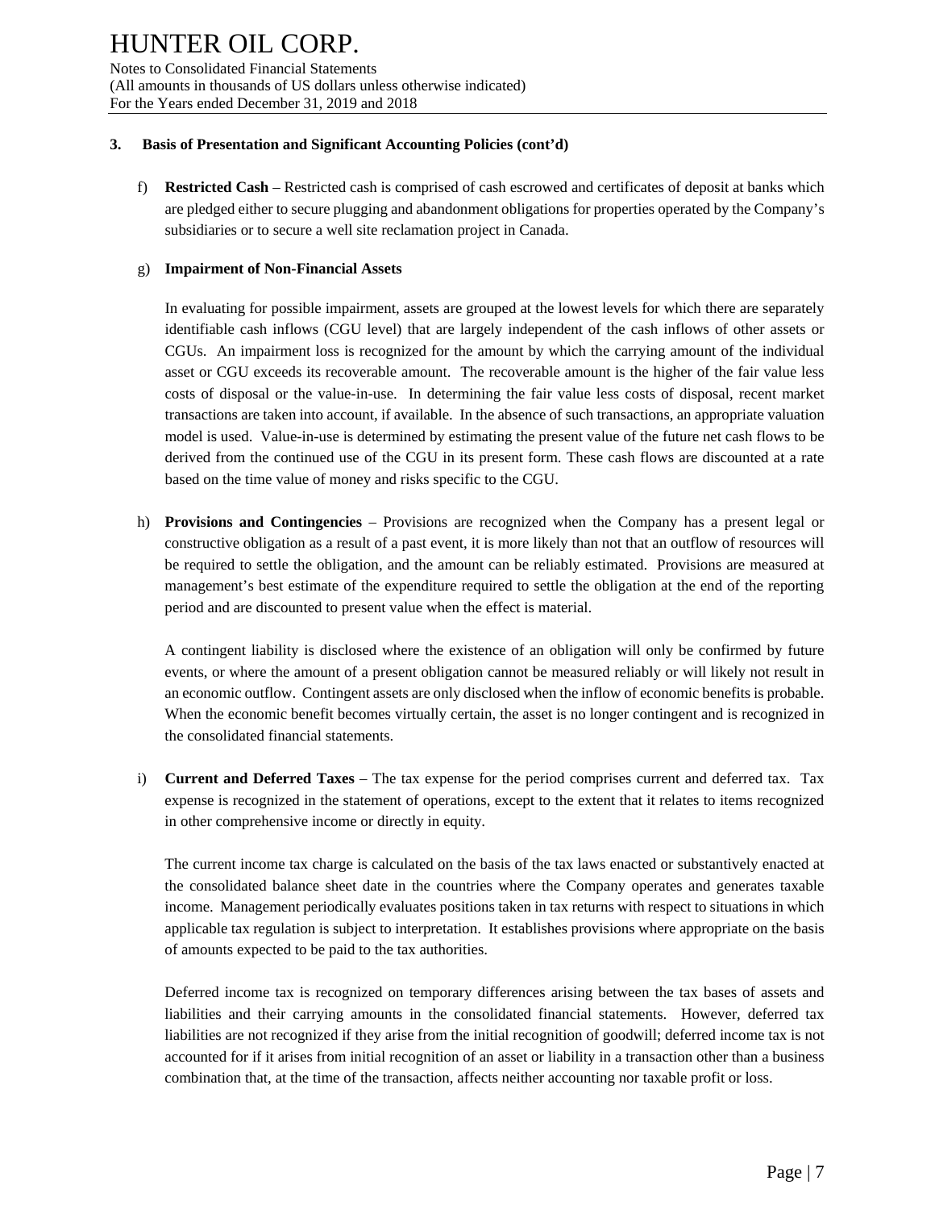### 3. Basis of Presentation and Significant Accounting Policies (cont'd)

f) **Restricted Cash** – Restricted cash is comprised of cash escrowed and certificates of deposit at banks which are pledged either to secure plugging and abandonment obligations for properties operated by the Company's subsidiaries or to secure a well site reclamation project in Canada.

g) **Impairment of Non-Financial Assets**

In evaluating for possible impairment, assets are grouped at the lowest levels for which there are separately identifiable cash inflows (CGU level) that are largely independent of the cash inflows of other assets or CGUs. An impairment loss is recognized for the amount by which the carrying amount of the individual asset or CGU exceeds its recoverable amount. The recoverable amount is the higher of the fair value less costs of disposal or the value-in-use. In determining the fair value less costs of disposal, recent market transactions are taken into account, if available. In the absence of such transactions, an appropriate valuation model is used. Value-in-use is determined by estimating the present value of the future net cash flows to be derived from the continued use of the CGU in its present form. These cash flows are discounted at a rate based on the time value of money and risks specific to the CGU.

h) **Provisions and Contingencies** – Provisions are recognized when the Company has a present legal or constructive obligation as a result of a past event, it is more likely than not that an outflow of resources will be required to settle the obligation, and the amount can be reliably estimated. Provisions are measured at management's best estimate of the expenditure required to settle the obligation at the end of the reporting period and are discounted to present value when the effect is material.

A contingent liability is disclosed where the existence of an obligation will only be confirmed by future events, or where the amount of a present obligation cannot be measured reliably or will likely not result in an economic outflow. Contingent assets are only disclosed when the inflow of economic benefits is probable. When the economic benefit becomes virtually certain, the asset is no longer contingent and is recognized in the consolidated financial statements.

i) **Current and Deferred Taxes** – The tax expense for the period comprises current and deferred tax. Tax expense is recognized in the statement of operations, except to the extent that it relates to items recognized in other comprehensive income or directly in equity.

The current income tax charge is calculated on the basis of the tax laws enacted or substantively enacted at the consolidated balance sheet date in the countries where the Company operates and generates taxable income. Management periodically evaluates positions taken in tax returns with respect to situations in which applicable tax regulation is subject to interpretation. It establishes provisions where appropriate on the basis of amounts expected to be paid to the tax authorities.

Deferred income tax is recognized on temporary differences arising between the tax bases of assets and liabilities and their carrying amounts in the consolidated financial statements. However, deferred tax liabilities are not recognized if they arise from the initial recognition of goodwill; deferred income tax is not accounted for if it arises from initial recognition of an asset or liability in a transaction other than a business combination that, at the time of the transaction, affects neither accounting nor taxable profit or loss.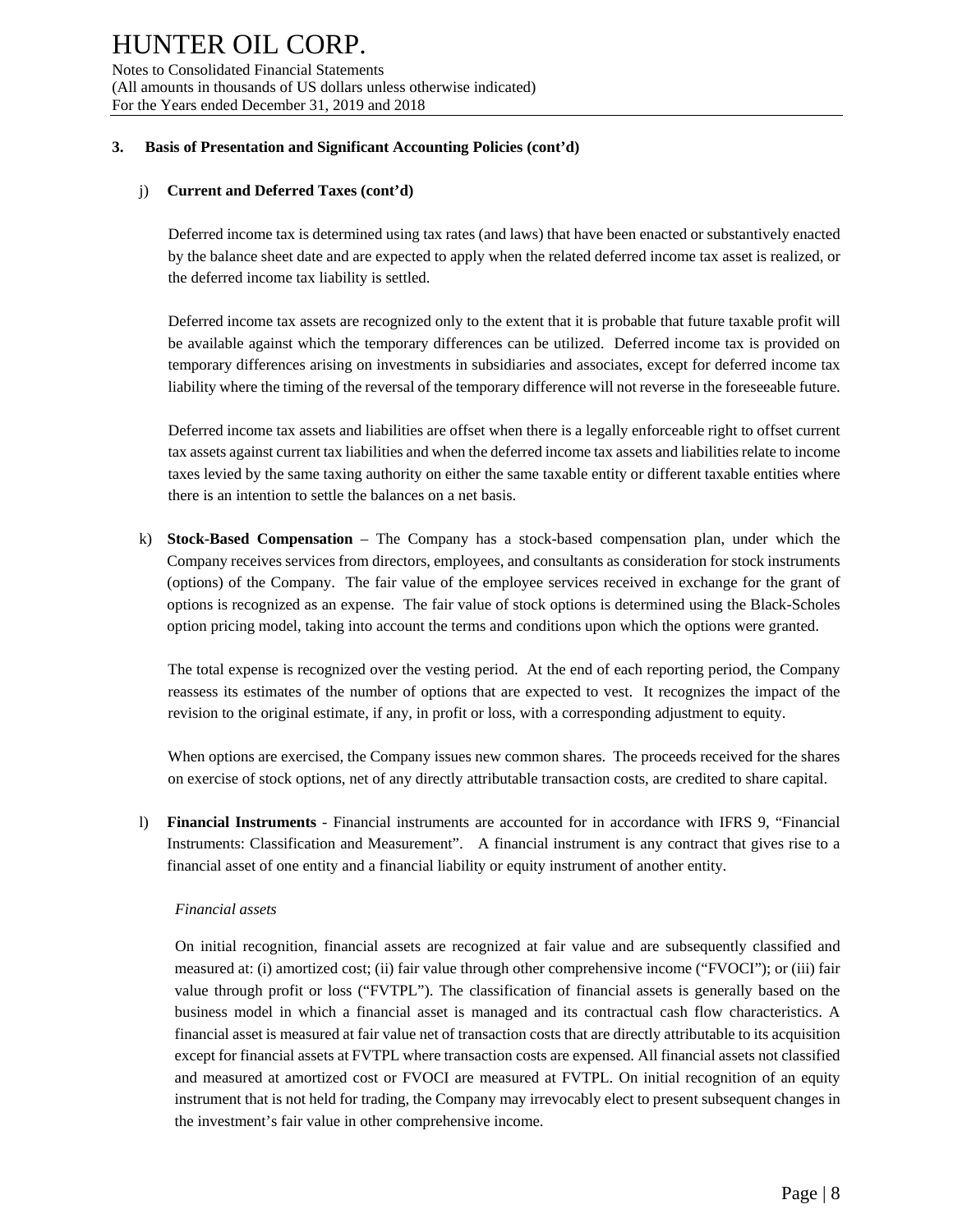### 3. Basis of Presentation and Significant Accounting Policies (cont'd)

j) **Current and Deferred Taxes (cont'd)**

Deferred income tax is determined using tax rates (and laws) that have been enacted or substantively enacted by the balance sheet date and are expected to apply when the related deferred income tax asset is realized, or the deferred income tax liability is settled.

Deferred income tax assets are recognized only to the extent that it is probable that future taxable profit will be available against which the temporary differences can be utilized. Deferred income tax is provided on temporary differences arising on investments in subsidiaries and associates, except for deferred income tax liability where the timing of the reversal of the temporary difference will not reverse in the foreseeable future.

Deferred income tax assets and liabilities are offset when there is a legally enforceable right to offset current tax assets against current tax liabilities and when the deferred income tax assets and liabilities relate to income taxes levied by the same taxing authority on either the same taxable entity or different taxable entities where there is an intention to settle the balances on a net basis.

k) **Stock-Based Compensation** – The Company has a stock-based compensation plan, under which the Company receives services from directors, employees, and consultants as consideration for stock instruments (options) of the Company. The fair value of the employee services received in exchange for the grant of options is recognized as an expense. The fair value of stock options is determined using the Black-Scholes option pricing model, taking into account the terms and conditions upon which the options were granted.

The total expense is recognized over the vesting period. At the end of each reporting period, the Company reassess its estimates of the number of options that are expected to vest. It recognizes the impact of the revision to the original estimate, if any, in profit or loss, with a corresponding adjustment to equity.

When options are exercised, the Company issues new common shares. The proceeds received for the shares on exercise of stock options, net of any directly attributable transaction costs, are credited to share capital.

l) **Financial Instruments** - Financial instruments are accounted for in accordance with IFRS 9, "Financial Instruments: Classification and Measurement". A financial instrument is any contract that gives rise to a financial asset of one entity and a financial liability or equity instrument of another entity.

*Financial assets*

On initial recognition, financial assets are recognized at fair value and are subsequently classified and measured at: (i) amortized cost; (ii) fair value through other comprehensive income ("FVOCI"); or (iii) fair value through profit or loss ("FVTPL"). The classification of financial assets is generally based on the business model in which a financial asset is managed and its contractual cash flow characteristics. A financial asset is measured at fair value net of transaction costs that are directly attributable to its acquisition except for financial assets at FVTPL where transaction costs are expensed. All financial assets not classified and measured at amortized cost or FVOCI are measured at FVTPL. On initial recognition of an equity instrument that is not held for trading, the Company may irrevocably elect to present subsequent changes in the investment's fair value in other comprehensive income.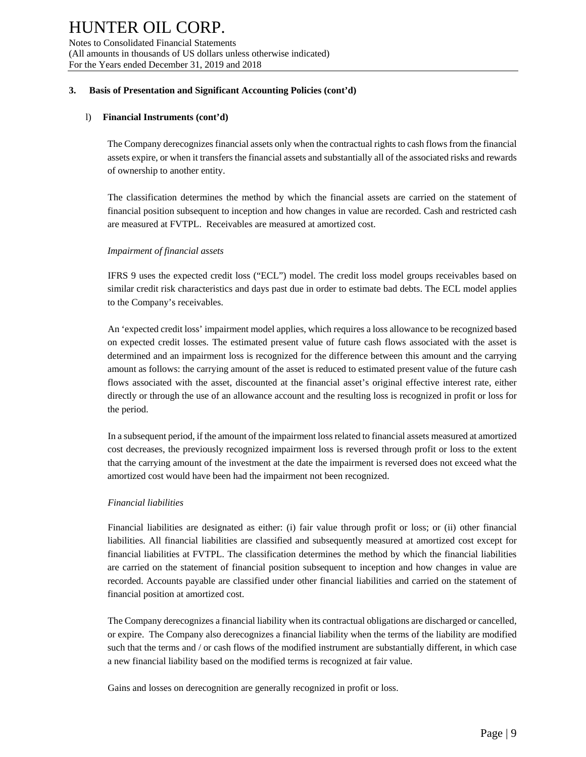### 3. Basis of Presentation and Significant Accounting Policies (cont'd)

#### l) Financial Instruments (cont'd)

The Company derecognizes financial assets only when the contractual rights to cash flows from the financial assets expire, or when it transfers the financial assets and substantially all of the associated risks and rewards of ownership to another entity.

The classification determines the method by which the financial assets are carried on the statement of financial position subsequent to inception and how changes in value are recorded. Cash and restricted cash are measured at FVTPL. Receivables are measured at amortized cost.

*Impairment of financial assets*

IFRS 9 uses the expected credit loss ("ECL") model. The credit loss model groups receivables based on similar credit risk characteristics and days past due in order to estimate bad debts. The ECL model applies to the Company's receivables.

An 'expected credit loss' impairment model applies, which requires a loss allowance to be recognized based on expected credit losses. The estimated present value of future cash flows associated with the asset is determined and an impairment loss is recognized for the difference between this amount and the carrying amount as follows: the carrying amount of the asset is reduced to estimated present value of the future cash flows associated with the asset, discounted at the financial asset's original effective interest rate, either directly or through the use of an allowance account and the resulting loss is recognized in profit or loss for the period.

In a subsequent period, if the amount of the impairment loss related to financial assets measured at amortized cost decreases, the previously recognized impairment loss is reversed through profit or loss to the extent that the carrying amount of the investment at the date the impairment is reversed does not exceed what the amortized cost would have been had the impairment not been recognized.

*Financial liabilities*

Financial liabilities are designated as either: (i) fair value through profit or loss; or (ii) other financial liabilities. All financial liabilities are classified and subsequently measured at amortized cost except for financial liabilities at FVTPL. The classification determines the method by which the financial liabilities are carried on the statement of financial position subsequent to inception and how changes in value are recorded. Accounts payable are classified under other financial liabilities and carried on the statement of financial position at amortized cost.

The Company derecognizes a financial liability when its contractual obligations are discharged or cancelled, or expire. The Company also derecognizes a financial liability when the terms of the liability are modified such that the terms and / or cash flows of the modified instrument are substantially different, in which case a new financial liability based on the modified terms is recognized at fair value.

Gains and losses on derecognition are generally recognized in profit or loss.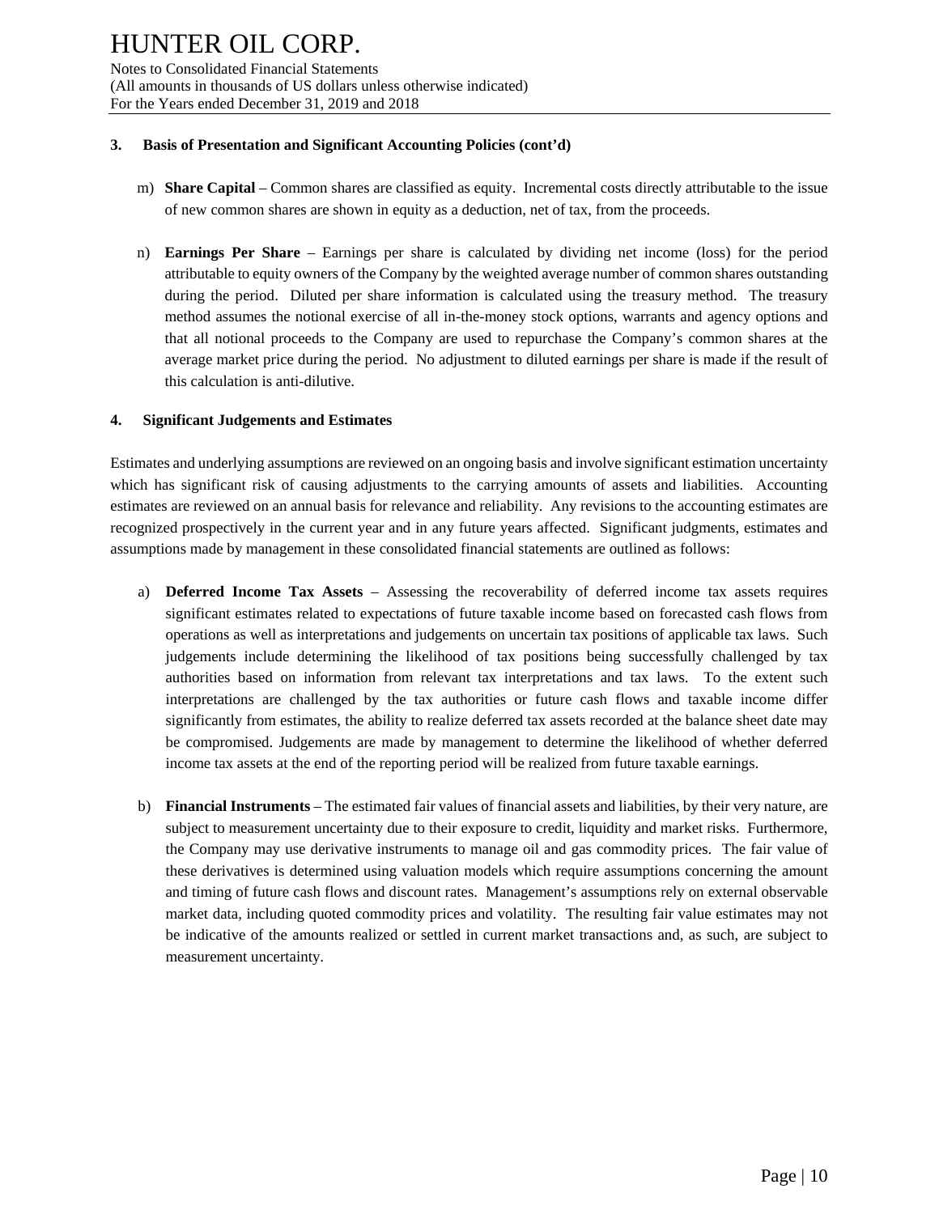### 3. Basis of Presentation and Significant Accounting Policies (cont'd)

m) **Share Capital** – Common shares are classified as equity. Incremental costs directly attributable to the issue of new common shares are shown in equity as a deduction, net of tax, from the proceeds.

n) **Earnings Per Share** – Earnings per share is calculated by dividing net income (loss) for the period attributable to equity owners of the Company by the weighted average number of common shares outstanding during the period. Diluted per share information is calculated using the treasury method. The treasury method assumes the notional exercise of all in-the-money stock options, warrants and agency options and that all notional proceeds to the Company are used to repurchase the Company's common shares at the average market price during the period. No adjustment to diluted earnings per share is made if the result of this calculation is anti-dilutive.

### 4. Significant Judgements and Estimates

Estimates and underlying assumptions are reviewed on an ongoing basis and involve significant estimation uncertainty which has significant risk of causing adjustments to the carrying amounts of assets and liabilities. Accounting estimates are reviewed on an annual basis for relevance and reliability. Any revisions to the accounting estimates are recognized prospectively in the current year and in any future years affected. Significant judgments, estimates and assumptions made by management in these consolidated financial statements are outlined as follows:

a) **Deferred Income Tax Assets** – Assessing the recoverability of deferred income tax assets requires significant estimates related to expectations of future taxable income based on forecasted cash flows from operations as well as interpretations and judgements on uncertain tax positions of applicable tax laws. Such judgements include determining the likelihood of tax positions being successfully challenged by tax authorities based on information from relevant tax interpretations and tax laws. To the extent such interpretations are challenged by the tax authorities or future cash flows and taxable income differ significantly from estimates, the ability to realize deferred tax assets recorded at the balance sheet date may be compromised. Judgements are made by management to determine the likelihood of whether deferred income tax assets at the end of the reporting period will be realized from future taxable earnings.

b) **Financial Instruments** – The estimated fair values of financial assets and liabilities, by their very nature, are subject to measurement uncertainty due to their exposure to credit, liquidity and market risks. Furthermore, the Company may use derivative instruments to manage oil and gas commodity prices. The fair value of these derivatives is determined using valuation models which require assumptions concerning the amount and timing of future cash flows and discount rates. Management's assumptions rely on external observable market data, including quoted commodity prices and volatility. The resulting fair value estimates may not be indicative of the amounts realized or settled in current market transactions and, as such, are subject to measurement uncertainty.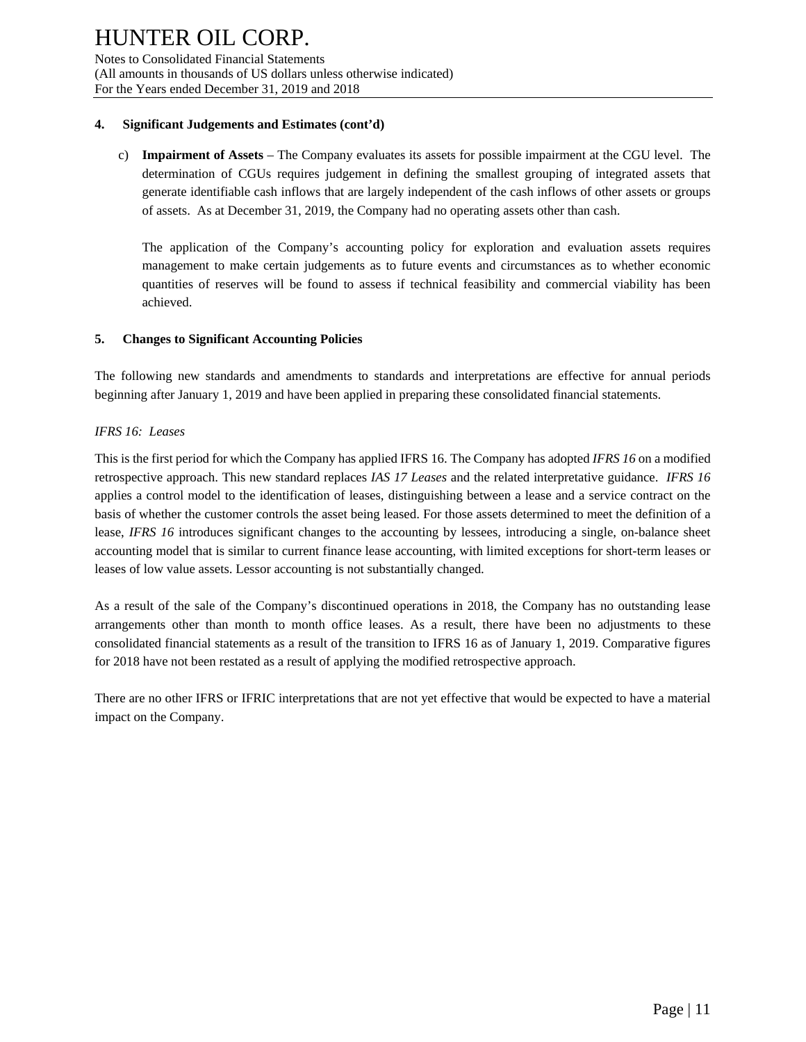### 4. Significant Judgements and Estimates (cont'd)

c) **Impairment of Assets** – The Company evaluates its assets for possible impairment at the CGU level. The determination of CGUs requires judgement in defining the smallest grouping of integrated assets that generate identifiable cash inflows that are largely independent of the cash inflows of other assets or groups of assets. As at December 31, 2019, the Company had no operating assets other than cash.

The application of the Company's accounting policy for exploration and evaluation assets requires management to make certain judgements as to future events and circumstances as to whether economic quantities of reserves will be found to assess if technical feasibility and commercial viability has been achieved.

### 5. Changes to Significant Accounting Policies

The following new standards and amendments to standards and interpretations are effective for annual periods beginning after January 1, 2019 and have been applied in preparing these consolidated financial statements.

*IFRS 16: Leases*

This is the first period for which the Company has applied IFRS 16. The Company has adopted *IFRS 16* on a modified retrospective approach. This new standard replaces *IAS 17 Leases* and the related interpretative guidance. *IFRS 16* applies a control model to the identification of leases, distinguishing between a lease and a service contract on the basis of whether the customer controls the asset being leased. For those assets determined to meet the definition of a lease, *IFRS 16* introduces significant changes to the accounting by lessees, introducing a single, on-balance sheet accounting model that is similar to current finance lease accounting, with limited exceptions for short-term leases or leases of low value assets. Lessor accounting is not substantially changed.

As a result of the sale of the Company's discontinued operations in 2018, the Company has no outstanding lease arrangements other than month to month office leases. As a result, there have been no adjustments to these consolidated financial statements as a result of the transition to IFRS 16 as of January 1, 2019. Comparative figures for 2018 have not been restated as a result of applying the modified retrospective approach.

There are no other IFRS or IFRIC interpretations that are not yet effective that would be expected to have a material impact on the Company.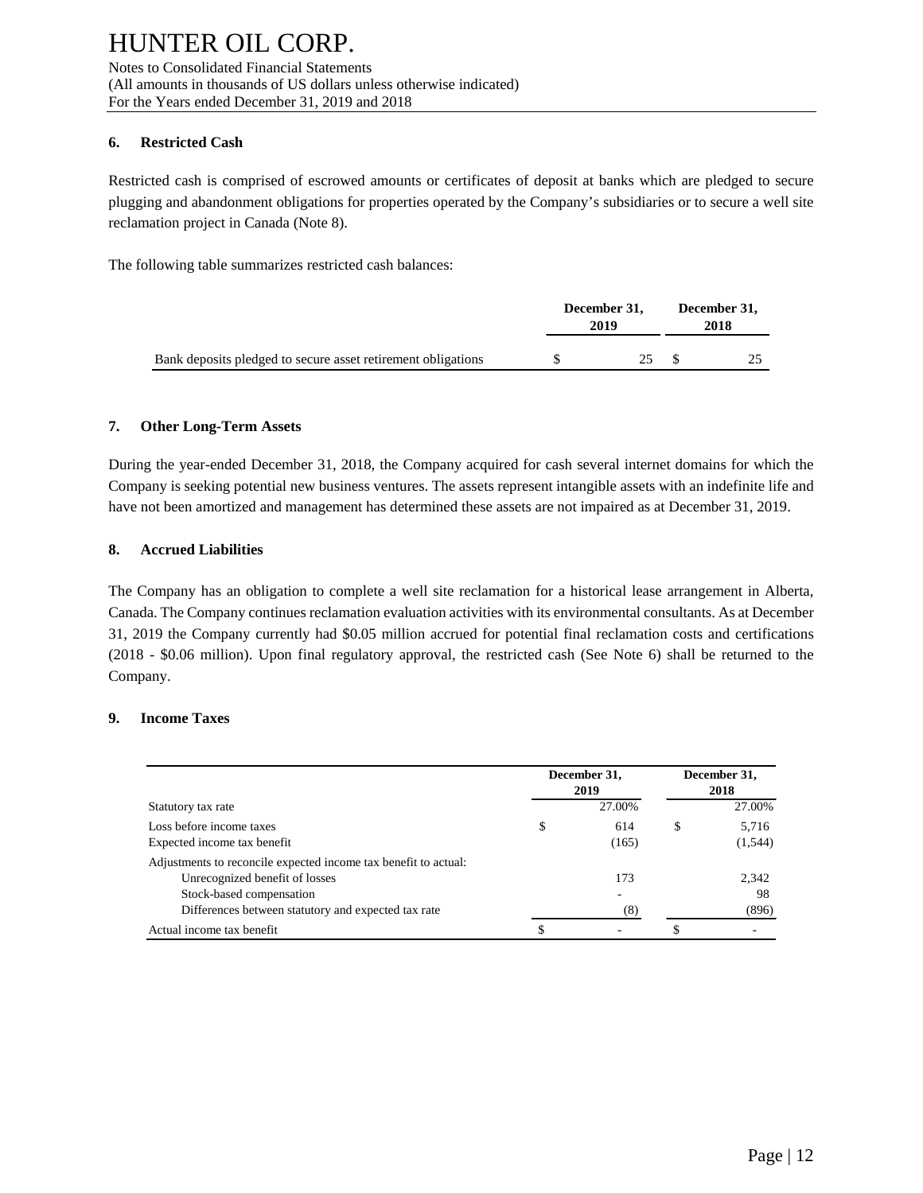### 6. Restricted Cash

Restricted cash is comprised of escrowed amounts or certificates of deposit at banks which are pledged to secure plugging and abandonment obligations for properties operated by the Company's subsidiaries or to secure a well site reclamation project in Canada (Note 8).

The following table summarizes restricted cash balances:

| | December 31, 2019 | December 31, 2018 |
|---|---|---|
| Bank deposits pledged to secure asset retirement obligations | $ 25 | $ 25 |

### 7. Other Long-Term Assets

During the year-ended December 31, 2018, the Company acquired for cash several internet domains for which the Company is seeking potential new business ventures. The assets represent intangible assets with an indefinite life and have not been amortized and management has determined these assets are not impaired as at December 31, 2019.

### 8. Accrued Liabilities

The Company has an obligation to complete a well site reclamation for a historical lease arrangement in Alberta, Canada. The Company continues reclamation evaluation activities with its environmental consultants. As at December 31, 2019 the Company currently had $0.05 million accrued for potential final reclamation costs and certifications (2018 - $0.06 million). Upon final regulatory approval, the restricted cash (See Note 6) shall be returned to the Company.

### 9. Income Taxes

| | December 31, 2019 | December 31, 2018 |
|---|---|---|
| Statutory tax rate | 27.00% | 27.00% |
| Loss before income taxes | $ 614 | $ 5,716 |
| Expected income tax benefit | (165) | (1,544) |
| Adjustments to reconcile expected income tax benefit to actual: | | |
| Unrecognized benefit of losses | 173 | 2,342 |
| Stock-based compensation | - | 98 |
| Differences between statutory and expected tax rate | (8) | (896) |
| Actual income tax benefit | $ - | $ - |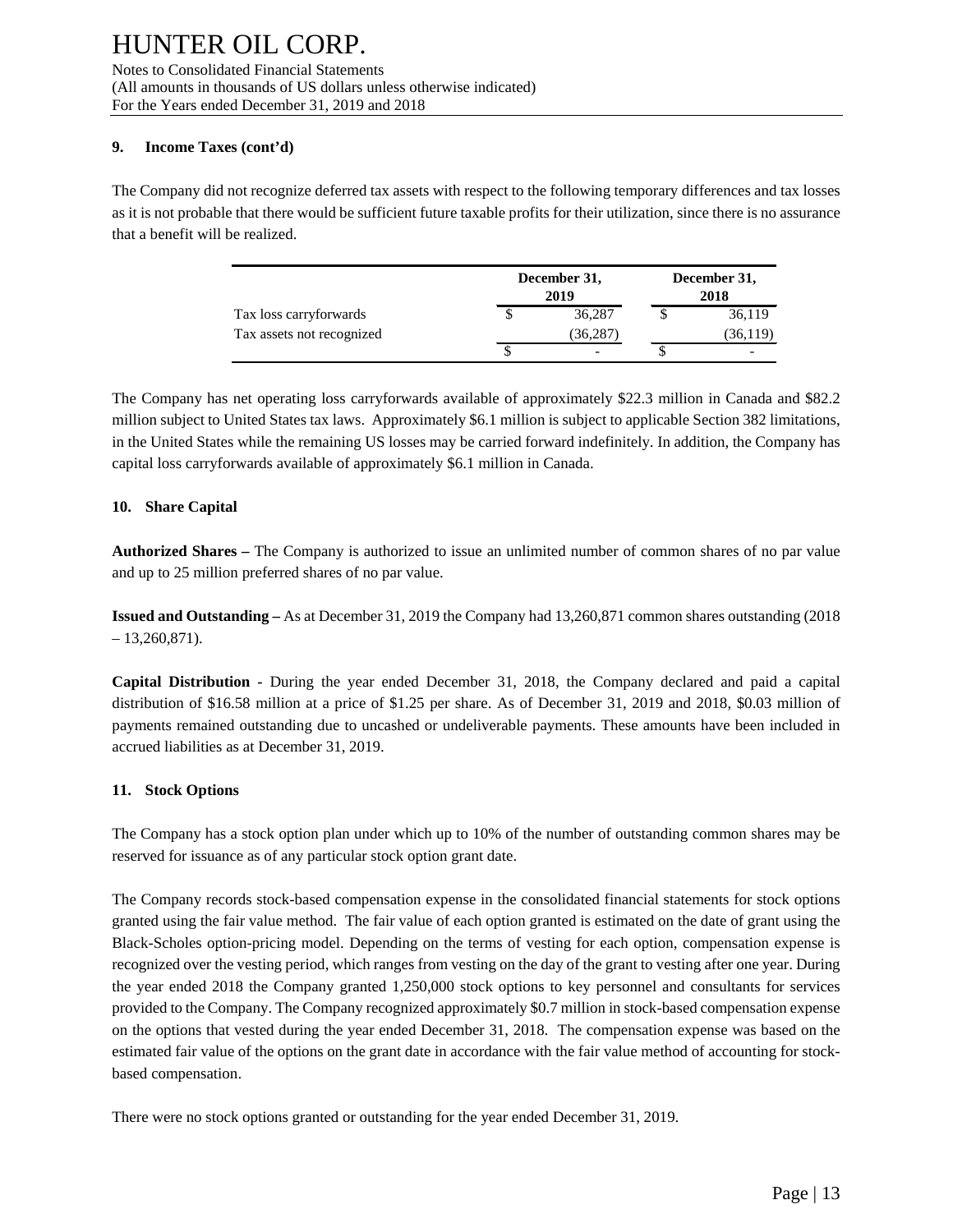## 9. Income Taxes (cont'd)

The Company did not recognize deferred tax assets with respect to the following temporary differences and tax losses as it is not probable that there would be sufficient future taxable profits for their utilization, since there is no assurance that a benefit will be realized.

| | December 31, 2019 | December 31, 2018 |
|---|---|---|
| Tax loss carryforwards | $ 36,287 | $ 36,119 |
| Tax assets not recognized | (36,287) | (36,119) |
| | $ - | $ - |

The Company has net operating loss carryforwards available of approximately $22.3 million in Canada and $82.2 million subject to United States tax laws. Approximately $6.1 million is subject to applicable Section 382 limitations, in the United States while the remaining US losses may be carried forward indefinitely. In addition, the Company has capital loss carryforwards available of approximately $6.1 million in Canada.

## 10. Share Capital

**Authorized Shares –** The Company is authorized to issue an unlimited number of common shares of no par value and up to 25 million preferred shares of no par value.

**Issued and Outstanding –** As at December 31, 2019 the Company had 13,260,871 common shares outstanding (2018 – 13,260,871).

**Capital Distribution -** During the year ended December 31, 2018, the Company declared and paid a capital distribution of $16.58 million at a price of $1.25 per share. As of December 31, 2019 and 2018, $0.03 million of payments remained outstanding due to uncashed or undeliverable payments. These amounts have been included in accrued liabilities as at December 31, 2019.

## 11. Stock Options

The Company has a stock option plan under which up to 10% of the number of outstanding common shares may be reserved for issuance as of any particular stock option grant date.

The Company records stock-based compensation expense in the consolidated financial statements for stock options granted using the fair value method. The fair value of each option granted is estimated on the date of grant using the Black-Scholes option-pricing model. Depending on the terms of vesting for each option, compensation expense is recognized over the vesting period, which ranges from vesting on the day of the grant to vesting after one year. During the year ended 2018 the Company granted 1,250,000 stock options to key personnel and consultants for services provided to the Company. The Company recognized approximately $0.7 million in stock-based compensation expense on the options that vested during the year ended December 31, 2018. The compensation expense was based on the estimated fair value of the options on the grant date in accordance with the fair value method of accounting for stock-based compensation.

There were no stock options granted or outstanding for the year ended December 31, 2019.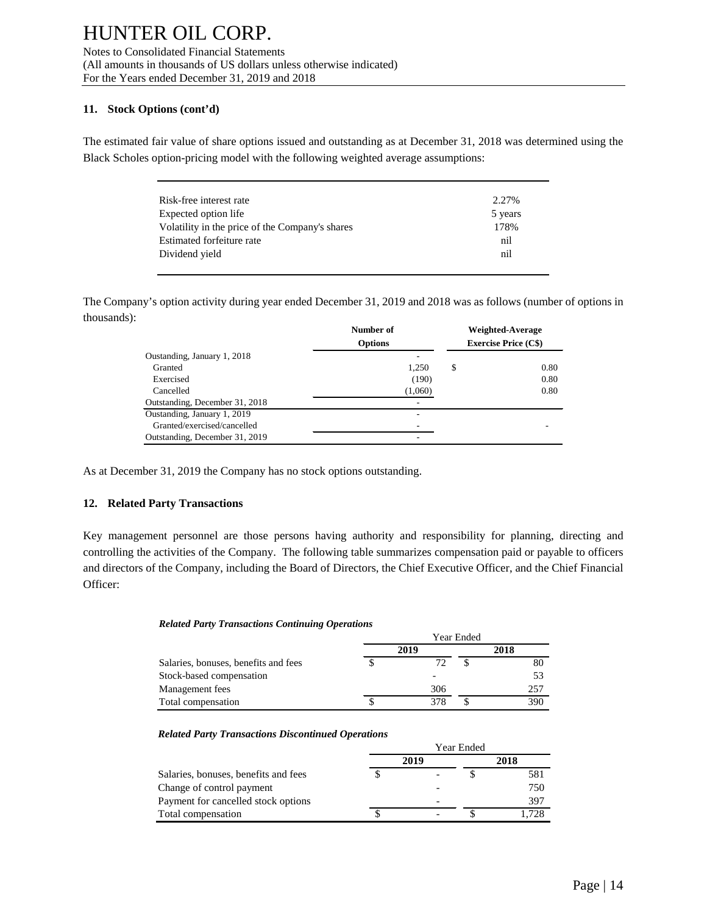## 11. Stock Options (cont'd)

The estimated fair value of share options issued and outstanding as at December 31, 2018 was determined using the Black Scholes option-pricing model with the following weighted average assumptions:

| | |
|---|---|
| Risk-free interest rate | 2.27% |
| Expected option life | 5 years |
| Volatility in the price of the Company's shares | 178% |
| Estimated forfeiture rate | nil |
| Dividend yield | nil |

The Company's option activity during year ended December 31, 2019 and 2018 was as follows (number of options in thousands):

| | Number of Options | Weighted-Average Exercise Price (C$) |
|---|---|---|
| Oustanding, January 1, 2018 | - | |
| Granted | 1,250 | $ 0.80 |
| Exercised | (190) | 0.80 |
| Cancelled | (1,060) | 0.80 |
| Outstanding, December 31, 2018 | - | |
| Oustanding, January 1, 2019 | - | |
| Granted/exercised/cancelled | - | - |
| Outstanding, December 31, 2019 | - | |

As at December 31, 2019 the Company has no stock options outstanding.

## 12. Related Party Transactions

Key management personnel are those persons having authority and responsibility for planning, directing and controlling the activities of the Company. The following table summarizes compensation paid or payable to officers and directors of the Company, including the Board of Directors, the Chief Executive Officer, and the Chief Financial Officer:

***Related Party Transactions Continuing Operations***

| | Year Ended 2019 | Year Ended 2018 |
|---|---|---|
| Salaries, bonuses, benefits and fees | $ 72 | $ 80 |
| Stock-based compensation | - | 53 |
| Management fees | 306 | 257 |
| Total compensation | $ 378 | $ 390 |

***Related Party Transactions Discontinued Operations***

| | Year Ended 2019 | Year Ended 2018 |
|---|---|---|
| Salaries, bonuses, benefits and fees | $ - | $ 581 |
| Change of control payment | - | 750 |
| Payment for cancelled stock options | - | 397 |
| Total compensation | $ - | $ 1,728 |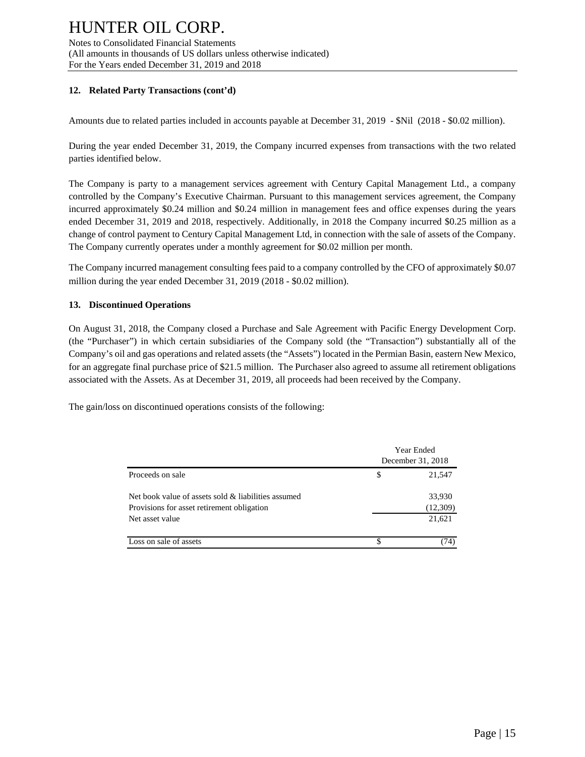## 12. Related Party Transactions (cont'd)

Amounts due to related parties included in accounts payable at December 31, 2019 - $Nil (2018 - $0.02 million).

During the year ended December 31, 2019, the Company incurred expenses from transactions with the two related parties identified below.

The Company is party to a management services agreement with Century Capital Management Ltd., a company controlled by the Company's Executive Chairman. Pursuant to this management services agreement, the Company incurred approximately $0.24 million and $0.24 million in management fees and office expenses during the years ended December 31, 2019 and 2018, respectively. Additionally, in 2018 the Company incurred $0.25 million as a change of control payment to Century Capital Management Ltd, in connection with the sale of assets of the Company. The Company currently operates under a monthly agreement for $0.02 million per month.

The Company incurred management consulting fees paid to a company controlled by the CFO of approximately $0.07 million during the year ended December 31, 2019 (2018 - $0.02 million).

## 13. Discontinued Operations

On August 31, 2018, the Company closed a Purchase and Sale Agreement with Pacific Energy Development Corp. (the "Purchaser") in which certain subsidiaries of the Company sold (the "Transaction") substantially all of the Company's oil and gas operations and related assets (the "Assets") located in the Permian Basin, eastern New Mexico, for an aggregate final purchase price of $21.5 million. The Purchaser also agreed to assume all retirement obligations associated with the Assets. As at December 31, 2019, all proceeds had been received by the Company.

The gain/loss on discontinued operations consists of the following:

| | Year Ended December 31, 2018 |
|---|---|
| Proceeds on sale | $ 21,547 |
| Net book value of assets sold & liabilities assumed | 33,930 |
| Provisions for asset retirement obligation | (12,309) |
| Net asset value | 21,621 |
| Loss on sale of assets | $ (74) |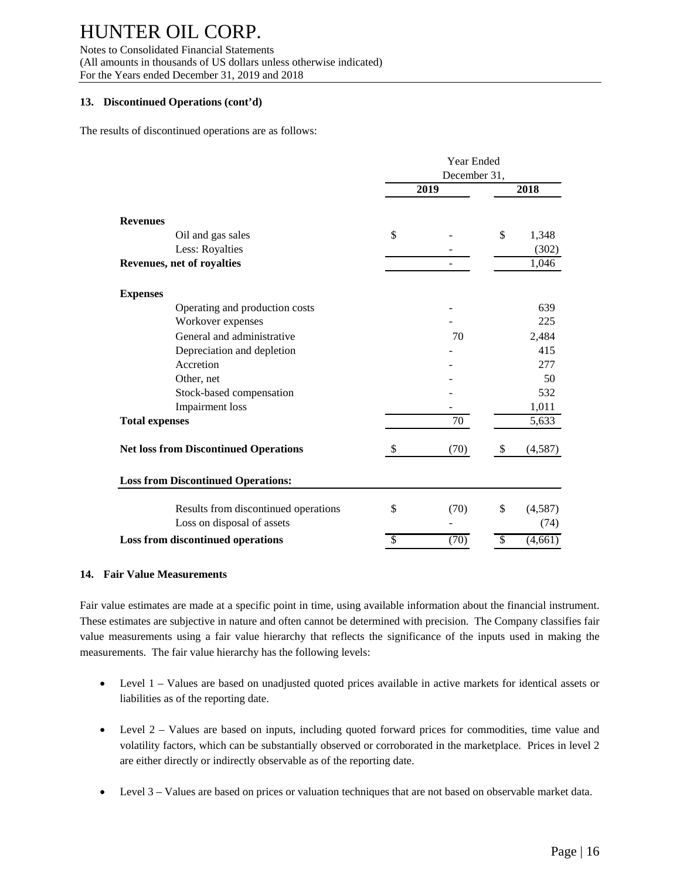### 13. Discontinued Operations (cont'd)

The results of discontinued operations are as follows:

| | Year Ended December 31, | |
|---|---|---|
| | 2019 | 2018 |
| **Revenues** | | |
| Oil and gas sales | $ - | $ 1,348 |
| Less: Royalties | - | (302) |
| **Revenues, net of royalties** | - | 1,046 |
| **Expenses** | | |
| Operating and production costs | - | 639 |
| Workover expenses | - | 225 |
| General and administrative | 70 | 2,484 |
| Depreciation and depletion | - | 415 |
| Accretion | - | 277 |
| Other, net | - | 50 |
| Stock-based compensation | - | 532 |
| Impairment loss | - | 1,011 |
| **Total expenses** | 70 | 5,633 |
| **Net loss from Discontinued Operations** | $ (70) | $ (4,587) |
| **Loss from Discontinued Operations:** | | |
| Results from discontinued operations | $ (70) | $ (4,587) |
| Loss on disposal of assets | - | (74) |
| **Loss from discontinued operations** | $ (70) | $ (4,661) |

### 14. Fair Value Measurements

Fair value estimates are made at a specific point in time, using available information about the financial instrument. These estimates are subjective in nature and often cannot be determined with precision. The Company classifies fair value measurements using a fair value hierarchy that reflects the significance of the inputs used in making the measurements. The fair value hierarchy has the following levels:

- Level 1 – Values are based on unadjusted quoted prices available in active markets for identical assets or liabilities as of the reporting date.
- Level 2 – Values are based on inputs, including quoted forward prices for commodities, time value and volatility factors, which can be substantially observed or corroborated in the marketplace. Prices in level 2 are either directly or indirectly observable as of the reporting date.
- Level 3 – Values are based on prices or valuation techniques that are not based on observable market data.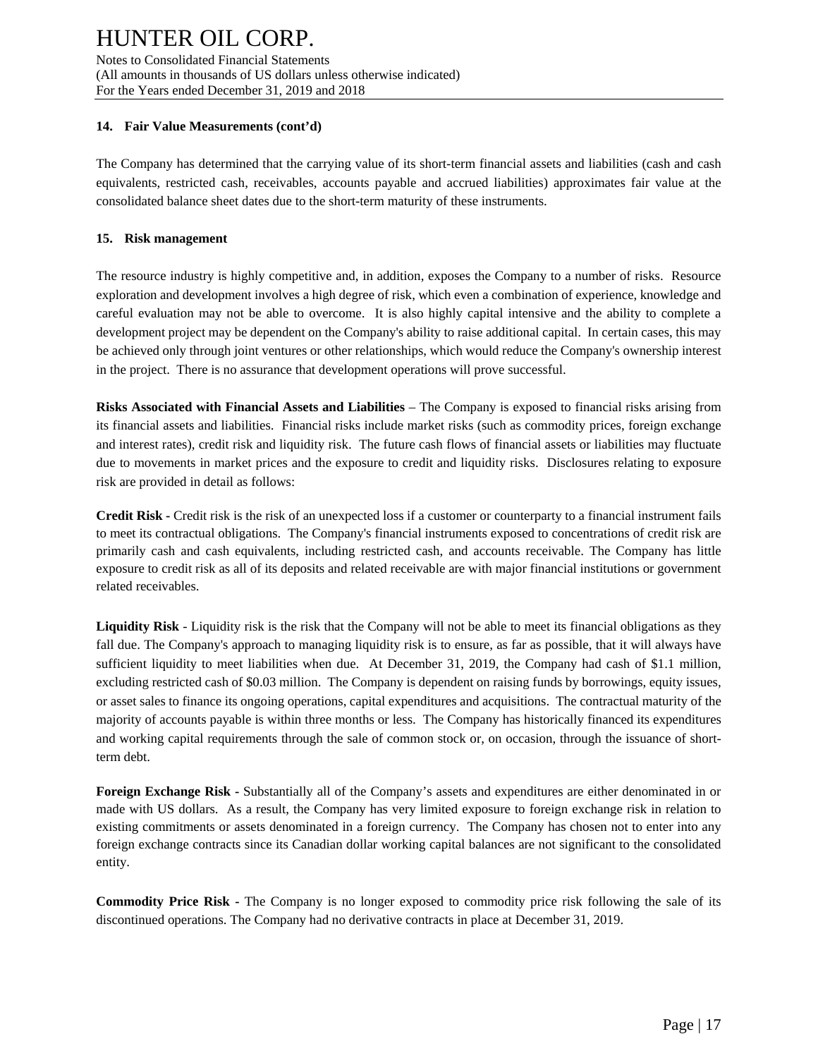### 14. Fair Value Measurements (cont'd)

The Company has determined that the carrying value of its short-term financial assets and liabilities (cash and cash equivalents, restricted cash, receivables, accounts payable and accrued liabilities) approximates fair value at the consolidated balance sheet dates due to the short-term maturity of these instruments.

### 15. Risk management

The resource industry is highly competitive and, in addition, exposes the Company to a number of risks. Resource exploration and development involves a high degree of risk, which even a combination of experience, knowledge and careful evaluation may not be able to overcome. It is also highly capital intensive and the ability to complete a development project may be dependent on the Company's ability to raise additional capital. In certain cases, this may be achieved only through joint ventures or other relationships, which would reduce the Company's ownership interest in the project. There is no assurance that development operations will prove successful.

**Risks Associated with Financial Assets and Liabilities** – The Company is exposed to financial risks arising from its financial assets and liabilities. Financial risks include market risks (such as commodity prices, foreign exchange and interest rates), credit risk and liquidity risk. The future cash flows of financial assets or liabilities may fluctuate due to movements in market prices and the exposure to credit and liquidity risks. Disclosures relating to exposure risk are provided in detail as follows:

**Credit Risk -** Credit risk is the risk of an unexpected loss if a customer or counterparty to a financial instrument fails to meet its contractual obligations. The Company's financial instruments exposed to concentrations of credit risk are primarily cash and cash equivalents, including restricted cash, and accounts receivable. The Company has little exposure to credit risk as all of its deposits and related receivable are with major financial institutions or government related receivables.

**Liquidity Risk** - Liquidity risk is the risk that the Company will not be able to meet its financial obligations as they fall due. The Company's approach to managing liquidity risk is to ensure, as far as possible, that it will always have sufficient liquidity to meet liabilities when due. At December 31, 2019, the Company had cash of $1.1 million, excluding restricted cash of $0.03 million. The Company is dependent on raising funds by borrowings, equity issues, or asset sales to finance its ongoing operations, capital expenditures and acquisitions. The contractual maturity of the majority of accounts payable is within three months or less. The Company has historically financed its expenditures and working capital requirements through the sale of common stock or, on occasion, through the issuance of short-term debt.

**Foreign Exchange Risk -** Substantially all of the Company's assets and expenditures are either denominated in or made with US dollars. As a result, the Company has very limited exposure to foreign exchange risk in relation to existing commitments or assets denominated in a foreign currency. The Company has chosen not to enter into any foreign exchange contracts since its Canadian dollar working capital balances are not significant to the consolidated entity.

**Commodity Price Risk -** The Company is no longer exposed to commodity price risk following the sale of its discontinued operations. The Company had no derivative contracts in place at December 31, 2019.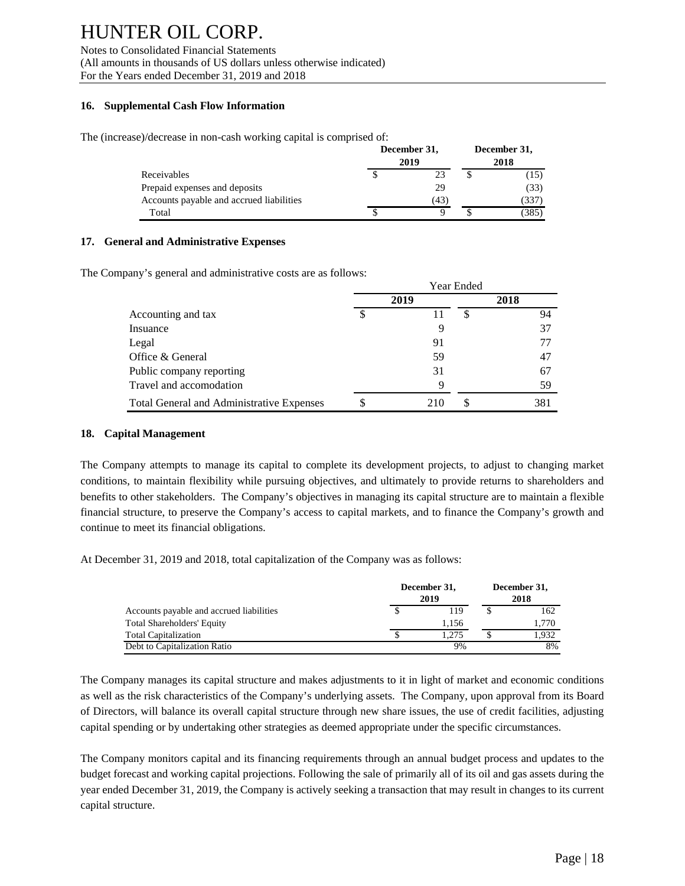# HUNTER OIL CORP.

Notes to Consolidated Financial Statements
(All amounts in thousands of US dollars unless otherwise indicated)
For the Years ended December 31, 2019 and 2018

### 16. Supplemental Cash Flow Information

The (increase)/decrease in non-cash working capital is comprised of:

| | December 31, 2019 | December 31, 2018 |
|---|---|---|
| Receivables | $ 23 | $ (15) |
| Prepaid expenses and deposits | 29 | (33) |
| Accounts payable and accrued liabilities | (43) | (337) |
| Total | $ 9 | $ (385) |

### 17. General and Administrative Expenses

The Company's general and administrative costs are as follows:

| | Year Ended | |
|---|---|---|
| | 2019 | 2018 |
| Accounting and tax | $ 11 | $ 94 |
| Insuance | 9 | 37 |
| Legal | 91 | 77 |
| Office & General | 59 | 47 |
| Public company reporting | 31 | 67 |
| Travel and accomodation | 9 | 59 |
| Total General and Administrative Expenses | $ 210 | $ 381 |

### 18. Capital Management

The Company attempts to manage its capital to complete its development projects, to adjust to changing market conditions, to maintain flexibility while pursuing objectives, and ultimately to provide returns to shareholders and benefits to other stakeholders. The Company's objectives in managing its capital structure are to maintain a flexible financial structure, to preserve the Company's access to capital markets, and to finance the Company's growth and continue to meet its financial obligations.

At December 31, 2019 and 2018, total capitalization of the Company was as follows:

| | December 31, 2019 | December 31, 2018 |
|---|---|---|
| Accounts payable and accrued liabilities | $ 119 | $ 162 |
| Total Shareholders' Equity | 1,156 | 1,770 |
| Total Capitalization | $ 1,275 | $ 1,932 |
| Debt to Capitalization Ratio | 9% | 8% |

The Company manages its capital structure and makes adjustments to it in light of market and economic conditions as well as the risk characteristics of the Company's underlying assets. The Company, upon approval from its Board of Directors, will balance its overall capital structure through new share issues, the use of credit facilities, adjusting capital spending or by undertaking other strategies as deemed appropriate under the specific circumstances.

The Company monitors capital and its financing requirements through an annual budget process and updates to the budget forecast and working capital projections. Following the sale of primarily all of its oil and gas assets during the year ended December 31, 2019, the Company is actively seeking a transaction that may result in changes to its current capital structure.